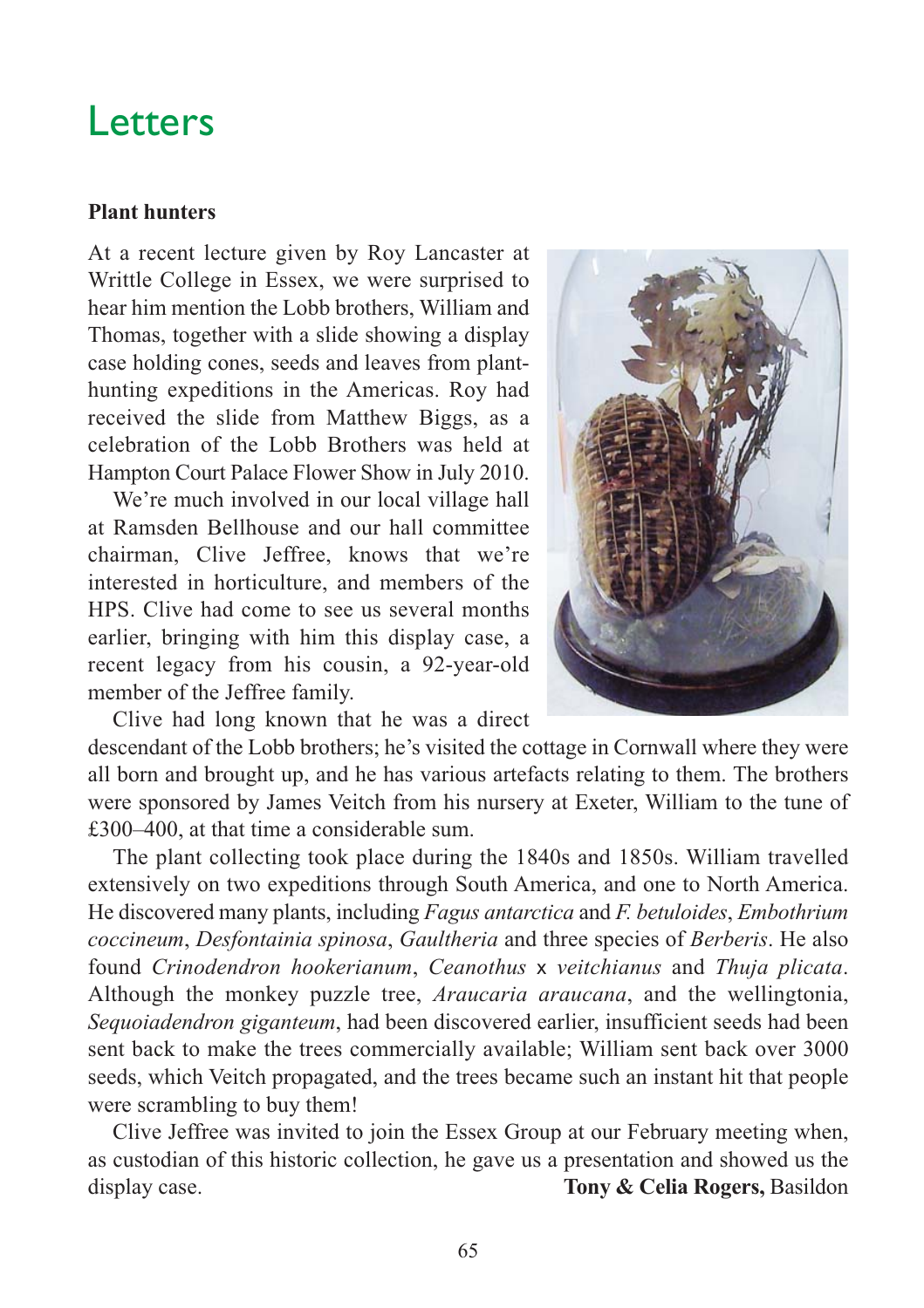# Letters

### Plant hunters

At a recent lecture given by Roy Lancaster at Writtle College in Essex, we were surprised to hear him mention the Lobb brothers, William and Thomas, together with a slide showing a display case holding cones, seeds and leaves from plant-hunting expeditions in the Americas. Roy had received the slide from Matthew Biggs, as a celebration of the Lobb Brothers was held at Hampton Court Palace Flower Show in July 2010.

We're much involved in our local village hall at Ramsden Bellhouse and our hall committee chairman, Clive Jeffree, knows that we're interested in horticulture, and members of the HPS. Clive had come to see us several months earlier, bringing with him this display case, a recent legacy from his cousin, a 92-year-old member of the Jeffree family.

Clive had long known that he was a direct descendant of the Lobb brothers; he's visited the cottage in Cornwall where they were all born and brought up, and he has various artefacts relating to them. The brothers were sponsored by James Veitch from his nursery at Exeter, William to the tune of £300–400, at that time a considerable sum.

The plant collecting took place during the 1840s and 1850s. William travelled extensively on two expeditions through South America, and one to North America. He discovered many plants, including *Fagus antarctica* and *F. betuloides*, *Embothrium coccineum*, *Desfontainia spinosa*, *Gaultheria* and three species of *Berberis*. He also found *Crinodendron hookerianum*, *Ceanothus* x *veitchianus* and *Thuja plicata*. Although the monkey puzzle tree, *Araucaria araucana*, and the wellingtonia, *Sequoiadendron giganteum*, had been discovered earlier, insufficient seeds had been sent back to make the trees commercially available; William sent back over 3000 seeds, which Veitch propagated, and the trees became such an instant hit that people were scrambling to buy them!

Clive Jeffree was invited to join the Essex Group at our February meeting when, as custodian of this historic collection, he gave us a presentation and showed us the display case.

**Tony & Celia Rogers,** Basildon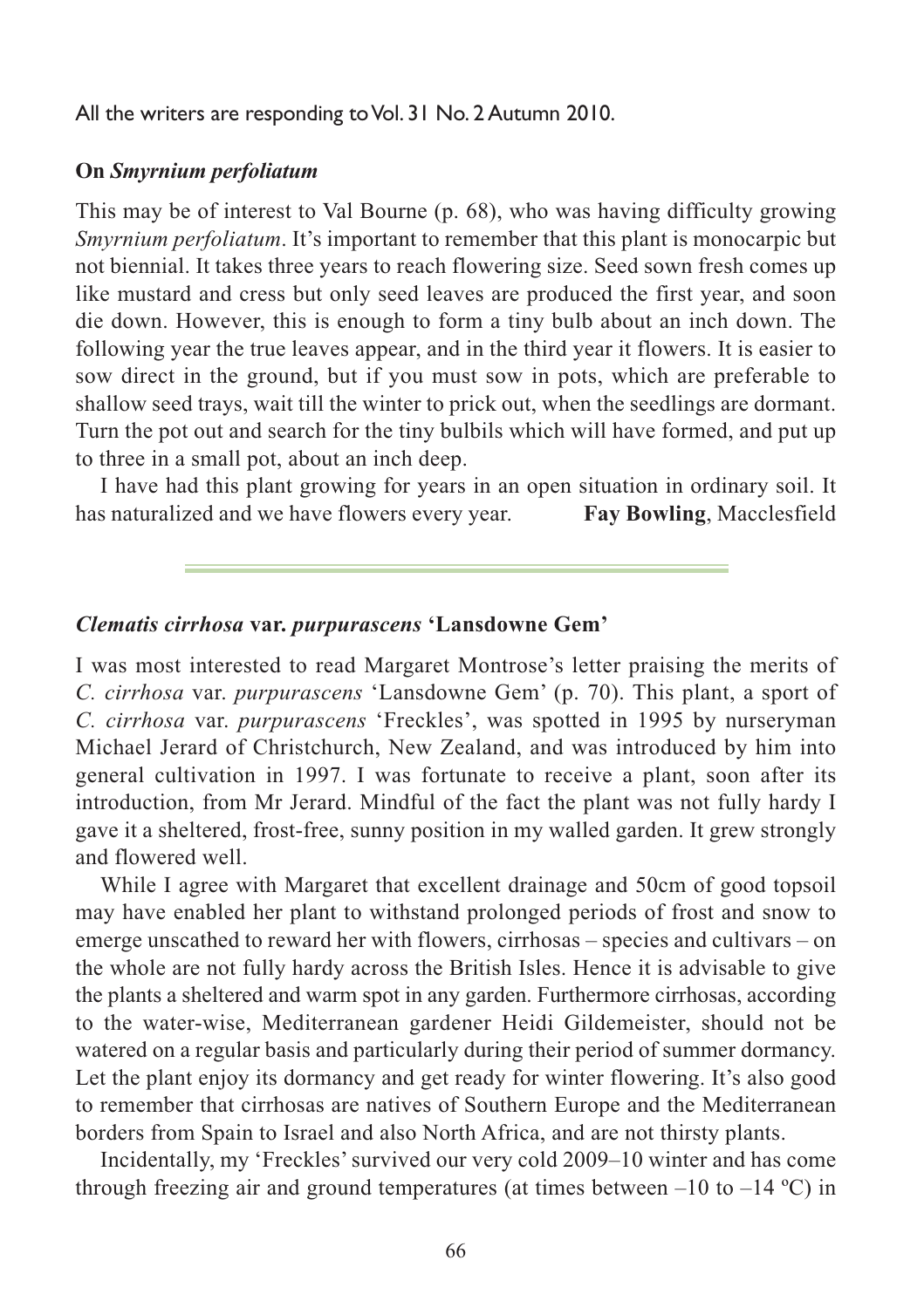All the writers are responding to Vol. 31 No. 2 Autumn 2010.

### On *Smyrnium perfoliatum*

This may be of interest to Val Bourne (p. 68), who was having difficulty growing *Smyrnium perfoliatum*. It's important to remember that this plant is monocarpic but not biennial. It takes three years to reach flowering size. Seed sown fresh comes up like mustard and cress but only seed leaves are produced the first year, and soon die down. However, this is enough to form a tiny bulb about an inch down. The following year the true leaves appear, and in the third year it flowers. It is easier to sow direct in the ground, but if you must sow in pots, which are preferable to shallow seed trays, wait till the winter to prick out, when the seedlings are dormant. Turn the pot out and search for the tiny bulbils which will have formed, and put up to three in a small pot, about an inch deep.

I have had this plant growing for years in an open situation in ordinary soil. It has naturalized and we have flowers every year. **Fay Bowling**, Macclesfield

---

### *Clematis cirrhosa* var. *purpurascens* 'Lansdowne Gem'

I was most interested to read Margaret Montrose's letter praising the merits of *C. cirrhosa* var. *purpurascens* 'Lansdowne Gem' (p. 70). This plant, a sport of *C. cirrhosa* var. *purpurascens* 'Freckles', was spotted in 1995 by nurseryman Michael Jerard of Christchurch, New Zealand, and was introduced by him into general cultivation in 1997. I was fortunate to receive a plant, soon after its introduction, from Mr Jerard. Mindful of the fact the plant was not fully hardy I gave it a sheltered, frost-free, sunny position in my walled garden. It grew strongly and flowered well.

While I agree with Margaret that excellent drainage and 50cm of good topsoil may have enabled her plant to withstand prolonged periods of frost and snow to emerge unscathed to reward her with flowers, cirrhosas – species and cultivars – on the whole are not fully hardy across the British Isles. Hence it is advisable to give the plants a sheltered and warm spot in any garden. Furthermore cirrhosas, according to the water-wise, Mediterranean gardener Heidi Gildemeister, should not be watered on a regular basis and particularly during their period of summer dormancy. Let the plant enjoy its dormancy and get ready for winter flowering. It's also good to remember that cirrhosas are natives of Southern Europe and the Mediterranean borders from Spain to Israel and also North Africa, and are not thirsty plants.

Incidentally, my 'Freckles' survived our very cold 2009–10 winter and has come through freezing air and ground temperatures (at times between –10 to –14 ºC) in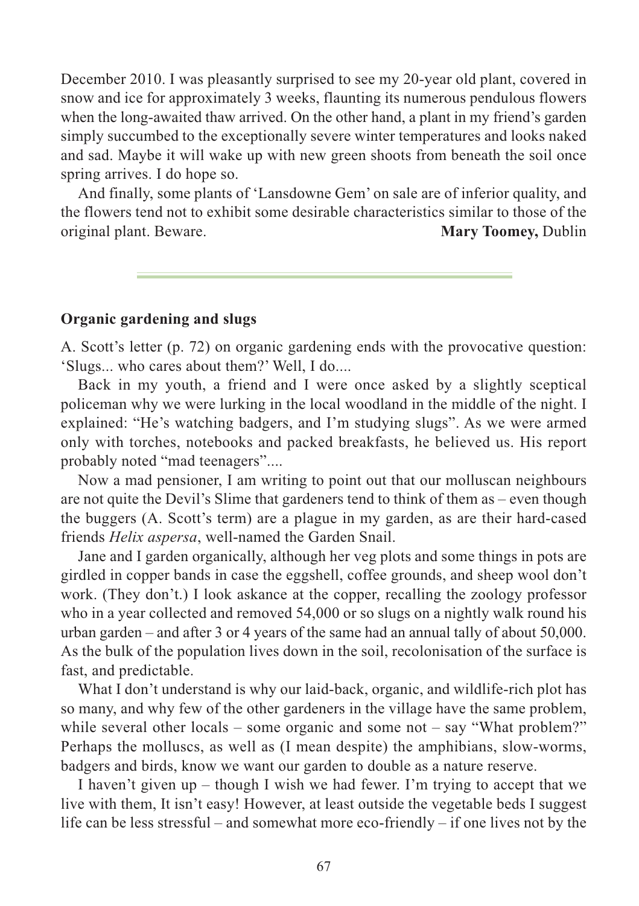December 2010. I was pleasantly surprised to see my 20-year old plant, covered in snow and ice for approximately 3 weeks, flaunting its numerous pendulous flowers when the long-awaited thaw arrived. On the other hand, a plant in my friend's garden simply succumbed to the exceptionally severe winter temperatures and looks naked and sad. Maybe it will wake up with new green shoots from beneath the soil once spring arrives. I do hope so.

And finally, some plants of 'Lansdowne Gem' on sale are of inferior quality, and the flowers tend not to exhibit some desirable characteristics similar to those of the original plant. Beware. **Mary Toomey,** Dublin

---

**Organic gardening and slugs**

A. Scott's letter (p. 72) on organic gardening ends with the provocative question: 'Slugs... who cares about them?' Well, I do....

Back in my youth, a friend and I were once asked by a slightly sceptical policeman why we were lurking in the local woodland in the middle of the night. I explained: "He's watching badgers, and I'm studying slugs". As we were armed only with torches, notebooks and packed breakfasts, he believed us. His report probably noted "mad teenagers"....

Now a mad pensioner, I am writing to point out that our molluscan neighbours are not quite the Devil's Slime that gardeners tend to think of them as – even though the buggers (A. Scott's term) are a plague in my garden, as are their hard-cased friends *Helix aspersa*, well-named the Garden Snail.

Jane and I garden organically, although her veg plots and some things in pots are girdled in copper bands in case the eggshell, coffee grounds, and sheep wool don't work. (They don't.) I look askance at the copper, recalling the zoology professor who in a year collected and removed 54,000 or so slugs on a nightly walk round his urban garden – and after 3 or 4 years of the same had an annual tally of about 50,000. As the bulk of the population lives down in the soil, recolonisation of the surface is fast, and predictable.

What I don't understand is why our laid-back, organic, and wildlife-rich plot has so many, and why few of the other gardeners in the village have the same problem, while several other locals – some organic and some not – say "What problem?" Perhaps the molluscs, as well as (I mean despite) the amphibians, slow-worms, badgers and birds, know we want our garden to double as a nature reserve.

I haven't given up – though I wish we had fewer. I'm trying to accept that we live with them, It isn't easy! However, at least outside the vegetable beds I suggest life can be less stressful – and somewhat more eco-friendly – if one lives not by the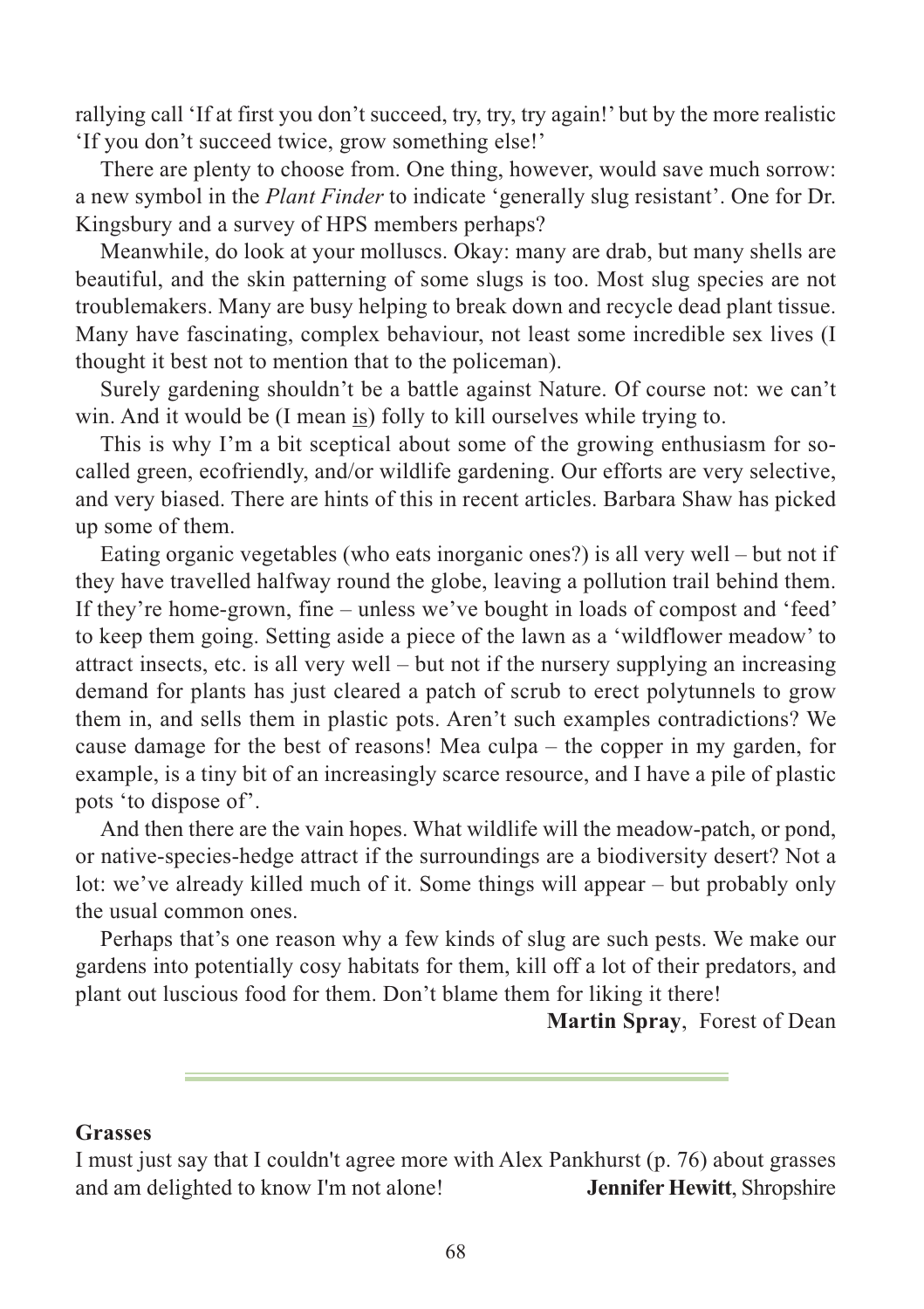rallying call 'If at first you don't succeed, try, try, try again!' but by the more realistic 'If you don't succeed twice, grow something else!'

There are plenty to choose from. One thing, however, would save much sorrow: a new symbol in the *Plant Finder* to indicate 'generally slug resistant'. One for Dr. Kingsbury and a survey of HPS members perhaps?

Meanwhile, do look at your molluscs. Okay: many are drab, but many shells are beautiful, and the skin patterning of some slugs is too. Most slug species are not troublemakers. Many are busy helping to break down and recycle dead plant tissue. Many have fascinating, complex behaviour, not least some incredible sex lives (I thought it best not to mention that to the policeman).

Surely gardening shouldn't be a battle against Nature. Of course not: we can't win. And it would be (I mean <u>is</u>) folly to kill ourselves while trying to.

This is why I'm a bit sceptical about some of the growing enthusiasm for so-called green, ecofriendly, and/or wildlife gardening. Our efforts are very selective, and very biased. There are hints of this in recent articles. Barbara Shaw has picked up some of them.

Eating organic vegetables (who eats inorganic ones?) is all very well – but not if they have travelled halfway round the globe, leaving a pollution trail behind them. If they're home-grown, fine – unless we've bought in loads of compost and 'feed' to keep them going. Setting aside a piece of the lawn as a 'wildflower meadow' to attract insects, etc. is all very well – but not if the nursery supplying an increasing demand for plants has just cleared a patch of scrub to erect polytunnels to grow them in, and sells them in plastic pots. Aren't such examples contradictions? We cause damage for the best of reasons! Mea culpa – the copper in my garden, for example, is a tiny bit of an increasingly scarce resource, and I have a pile of plastic pots 'to dispose of'.

And then there are the vain hopes. What wildlife will the meadow-patch, or pond, or native-species-hedge attract if the surroundings are a biodiversity desert? Not a lot: we've already killed much of it. Some things will appear – but probably only the usual common ones.

Perhaps that's one reason why a few kinds of slug are such pests. We make our gardens into potentially cosy habitats for them, kill off a lot of their predators, and plant out luscious food for them. Don't blame them for liking it there!

**Martin Spray**, Forest of Dean

---

**Grasses**

I must just say that I couldn't agree more with Alex Pankhurst (p. 76) about grasses and am delighted to know I'm not alone! **Jennifer Hewitt**, Shropshire